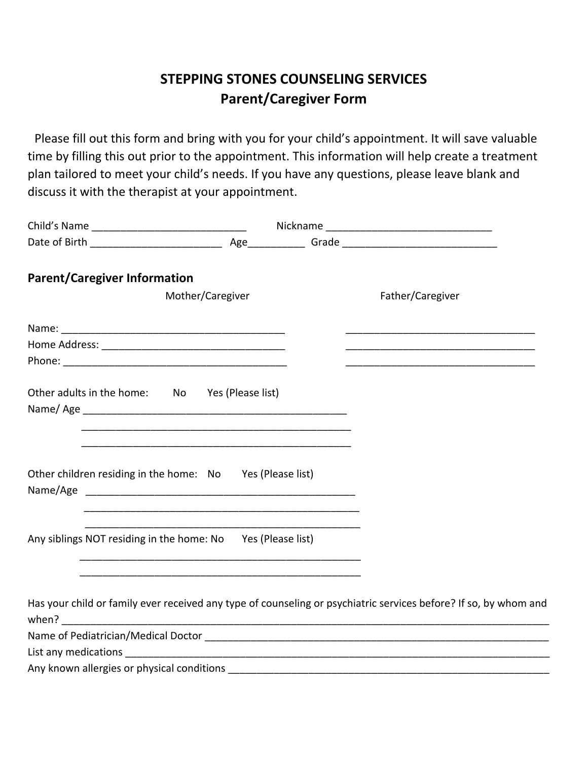# STEPPING STONES COUNSELING SERVICES
## Parent/Caregiver Form

Please fill out this form and bring with you for your child's appointment. It will save valuable time by filling this out prior to the appointment. This information will help create a treatment plan tailored to meet your child's needs. If you have any questions, please leave blank and discuss it with the therapist at your appointment.

Child's Name ___________________________ Nickname _____________________________

Date of Birth _______________________ Age__________ Grade ___________________________

### Parent/Caregiver Information

| | Mother/Caregiver | Father/Caregiver |
|---|---|---|
| Name: | ______________________________________ | _________________________________ |
| Home Address: | ________________________________ | _________________________________ |
| Phone: | ________________________________________ | _________________________________ |

Other adults in the home: No Yes (Please list)

Name/ Age _______________________________________________

_______________________________________________

_______________________________________________

Other children residing in the home: No Yes (Please list)

Name/Age _______________________________________________

_______________________________________________

_______________________________________________

Any siblings NOT residing in the home: No Yes (Please list)

_______________________________________________

_______________________________________________

Has your child or family ever received any type of counseling or psychiatric services before? If so, by whom and when? _______________________________________________________________________________

Name of Pediatrician/Medical Doctor _______________________________________________________________

List any medications ____________________________________________________________________________

Any known allergies or physical conditions ________________________________________________________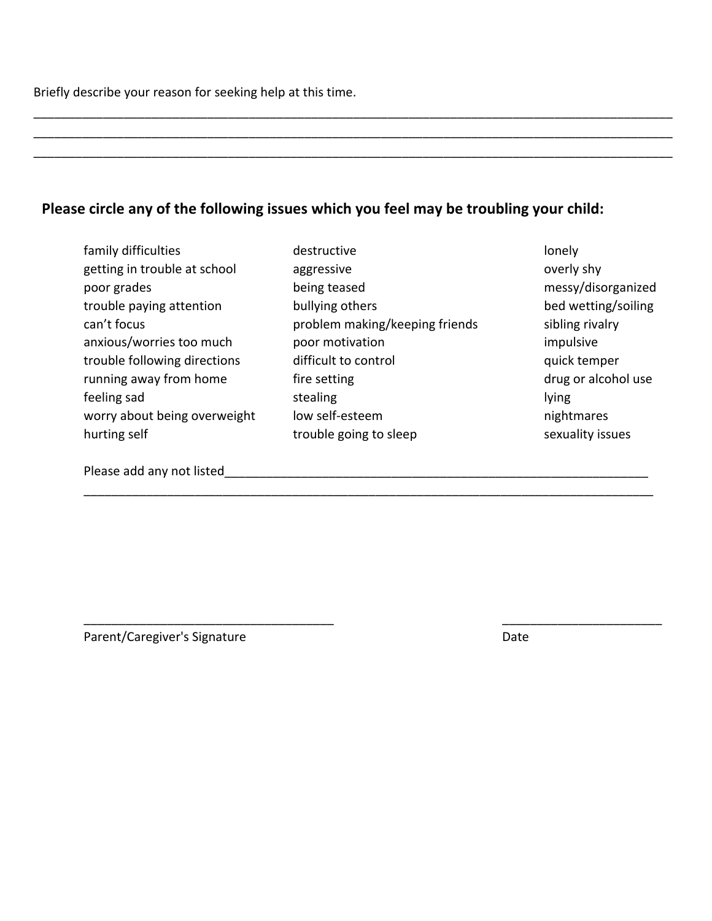Briefly describe your reason for seeking help at this time.

_______________________________________________________________________________________________

_______________________________________________________________________________________________

_______________________________________________________________________________________________

## **Please circle any of the following issues which you feel may be troubling your child:**

| | | |
|---|---|---|
| family difficulties | destructive | lonely |
| getting in trouble at school | aggressive | overly shy |
| poor grades | being teased | messy/disorganized |
| trouble paying attention | bullying others | bed wetting/soiling |
| can't focus | problem making/keeping friends | sibling rivalry |
| anxious/worries too much | poor motivation | impulsive |
| trouble following directions | difficult to control | quick temper |
| running away from home | fire setting | drug or alcohol use |
| feeling sad | stealing | lying |
| worry about being overweight | low self-esteem | nightmares |
| hurting self | trouble going to sleep | sexuality issues |

Please add any not listed____________________________________________________________

_____________________________________________________________________________________

_____________________________________ _______________________

Parent/Caregiver's Signature Date